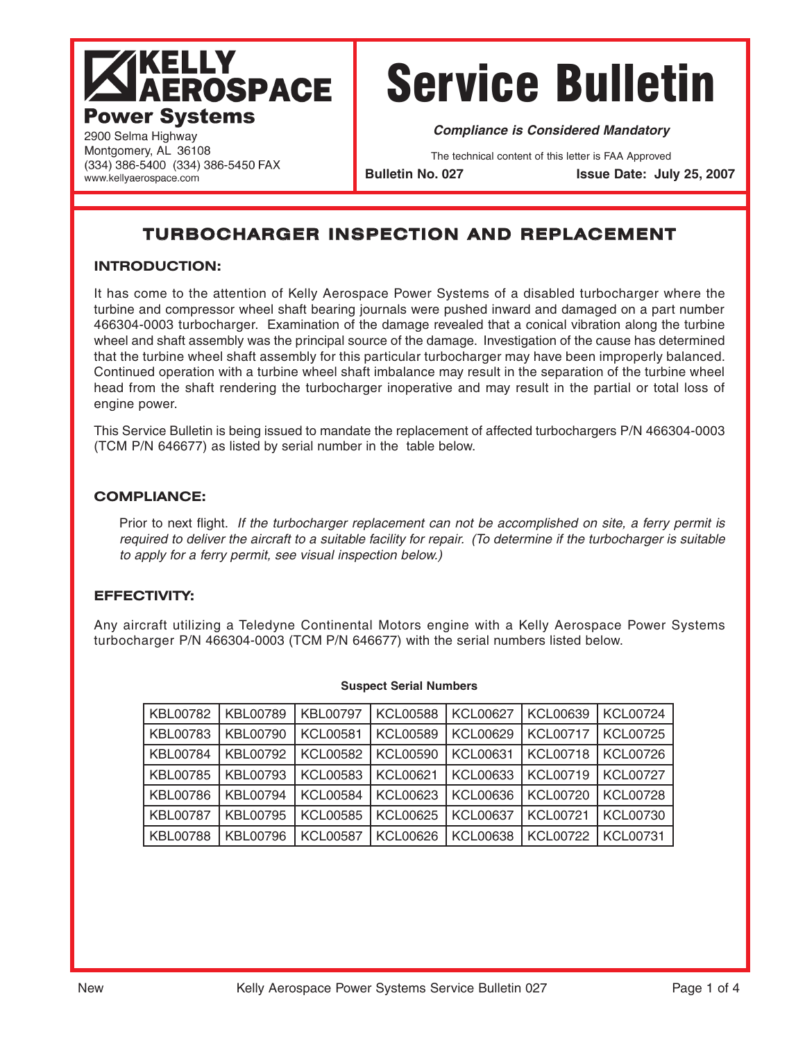**KELLY AEROSPACE**
**Power Systems**

2900 Selma Highway
Montgomery, AL 36108
(334) 386-5400 (334) 386-5450 FAX
www.kellyaerospace.com

# Service Bulletin

***Compliance is Considered Mandatory***

The technical content of this letter is FAA Approved

**Bulletin No. 027** **Issue Date: July 25, 2007**

## TURBOCHARGER INSPECTION AND REPLACEMENT

### INTRODUCTION:

It has come to the attention of Kelly Aerospace Power Systems of a disabled turbocharger where the turbine and compressor wheel shaft bearing journals were pushed inward and damaged on a part number 466304-0003 turbocharger. Examination of the damage revealed that a conical vibration along the turbine wheel and shaft assembly was the principal source of the damage. Investigation of the cause has determined that the turbine wheel shaft assembly for this particular turbocharger may have been improperly balanced. Continued operation with a turbine wheel shaft imbalance may result in the separation of the turbine wheel head from the shaft rendering the turbocharger inoperative and may result in the partial or total loss of engine power.

This Service Bulletin is being issued to mandate the replacement of affected turbochargers P/N 466304-0003 (TCM P/N 646677) as listed by serial number in the table below.

### COMPLIANCE:

Prior to next flight. *If the turbocharger replacement can not be accomplished on site, a ferry permit is required to deliver the aircraft to a suitable facility for repair. (To determine if the turbocharger is suitable to apply for a ferry permit, see visual inspection below.)*

### EFFECTIVITY:

Any aircraft utilizing a Teledyne Continental Motors engine with a Kelly Aerospace Power Systems turbocharger P/N 466304-0003 (TCM P/N 646677) with the serial numbers listed below.

**Suspect Serial Numbers**

| | | | | | | |
|---|---|---|---|---|---|---|
| KBL00782 | KBL00789 | KBL00797 | KCL00588 | KCL00627 | KCL00639 | KCL00724 |
| KBL00783 | KBL00790 | KCL00581 | KCL00589 | KCL00629 | KCL00717 | KCL00725 |
| KBL00784 | KBL00792 | KCL00582 | KCL00590 | KCL00631 | KCL00718 | KCL00726 |
| KBL00785 | KBL00793 | KCL00583 | KCL00621 | KCL00633 | KCL00719 | KCL00727 |
| KBL00786 | KBL00794 | KCL00584 | KCL00623 | KCL00636 | KCL00720 | KCL00728 |
| KBL00787 | KBL00795 | KCL00585 | KCL00625 | KCL00637 | KCL00721 | KCL00730 |
| KBL00788 | KBL00796 | KCL00587 | KCL00626 | KCL00638 | KCL00722 | KCL00731 |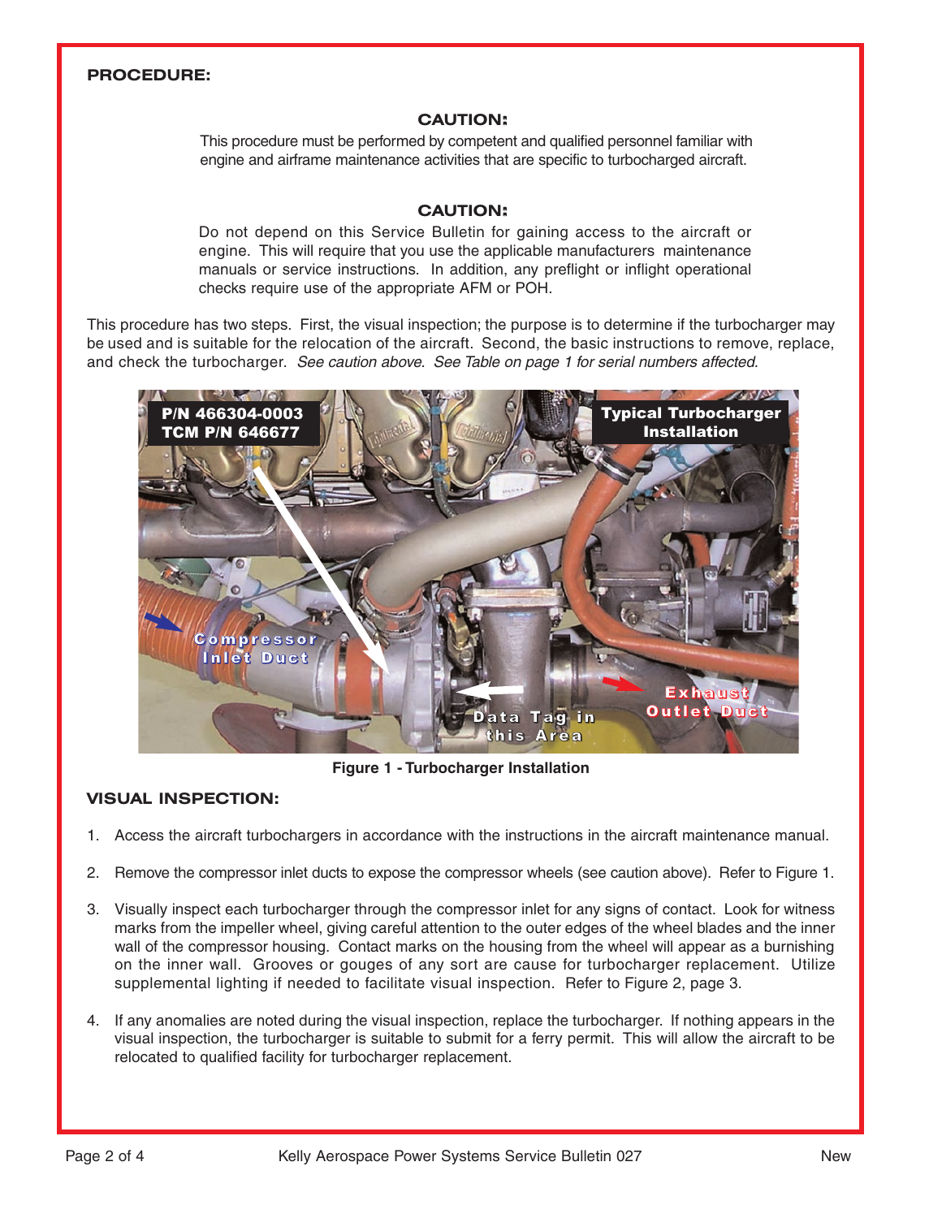## PROCEDURE:

**CAUTION:**

This procedure must be performed by competent and qualified personnel familiar with engine and airframe maintenance activities that are specific to turbocharged aircraft.

**CAUTION:**

Do not depend on this Service Bulletin for gaining access to the aircraft or engine. This will require that you use the applicable manufacturers maintenance manuals or service instructions. In addition, any preflight or inflight operational checks require use of the appropriate AFM or POH.

This procedure has two steps. First, the visual inspection; the purpose is to determine if the turbocharger may be used and is suitable for the relocation of the aircraft. Second, the basic instructions to remove, replace, and check the turbocharger. *See caution above. See Table on page 1 for serial numbers affected.*

**Figure 1 - Turbocharger Installation**

## VISUAL INSPECTION:

1. Access the aircraft turbochargers in accordance with the instructions in the aircraft maintenance manual.

2. Remove the compressor inlet ducts to expose the compressor wheels (see caution above). Refer to Figure 1.

3. Visually inspect each turbocharger through the compressor inlet for any signs of contact. Look for witness marks from the impeller wheel, giving careful attention to the outer edges of the wheel blades and the inner wall of the compressor housing. Contact marks on the housing from the wheel will appear as a burnishing on the inner wall. Grooves or gouges of any sort are cause for turbocharger replacement. Utilize supplemental lighting if needed to facilitate visual inspection. Refer to Figure 2, page 3.

4. If any anomalies are noted during the visual inspection, replace the turbocharger. If nothing appears in the visual inspection, the turbocharger is suitable to submit for a ferry permit. This will allow the aircraft to be relocated to qualified facility for turbocharger replacement.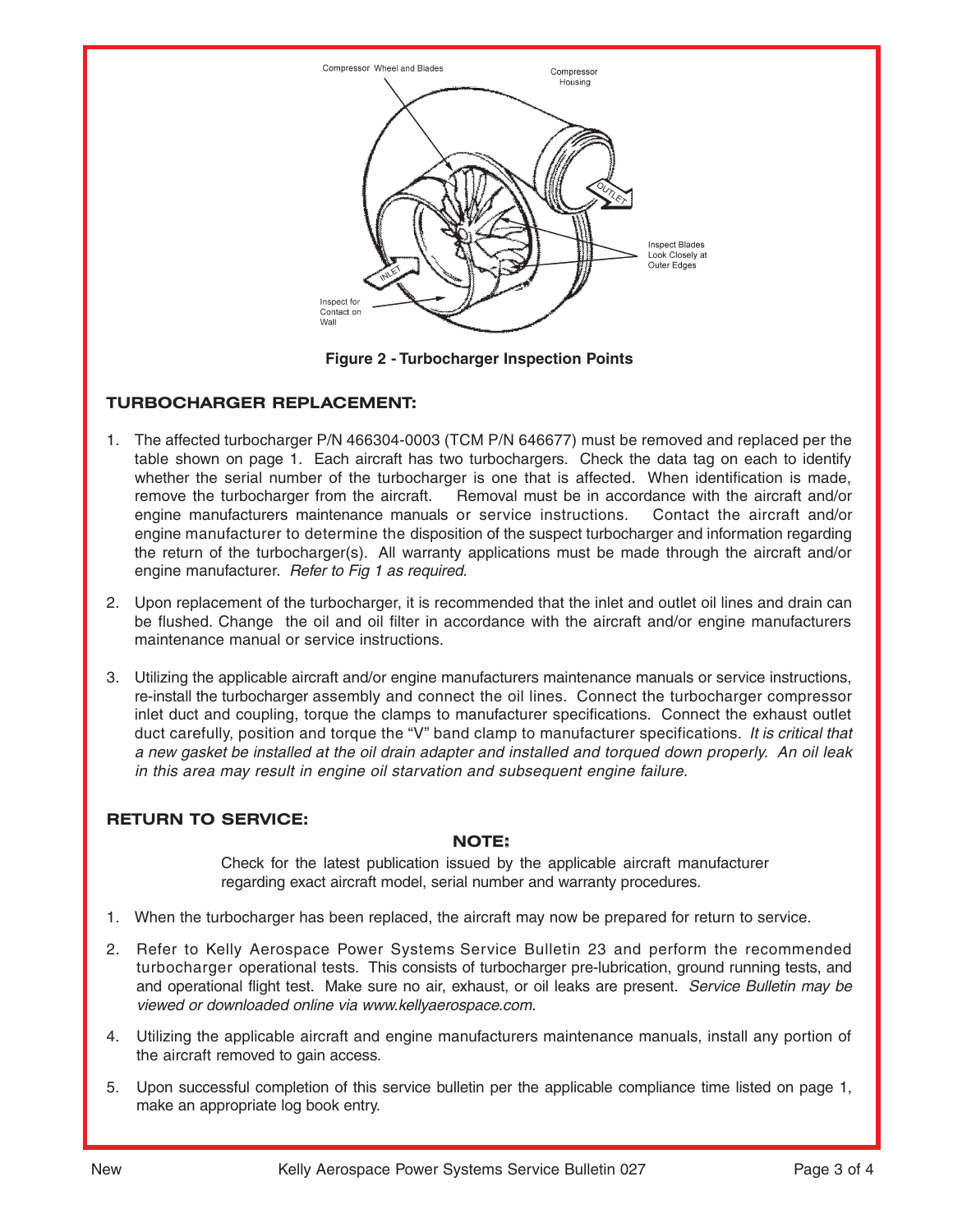Figure 2 - Turbocharger Inspection Points

## TURBOCHARGER REPLACEMENT:

1. The affected turbocharger P/N 466304-0003 (TCM P/N 646677) must be removed and replaced per the table shown on page 1. Each aircraft has two turbochargers. Check the data tag on each to identify whether the serial number of the turbocharger is one that is affected. When identification is made, remove the turbocharger from the aircraft. Removal must be in accordance with the aircraft and/or engine manufacturers maintenance manuals or service instructions. Contact the aircraft and/or engine manufacturer to determine the disposition of the suspect turbocharger and information regarding the return of the turbocharger(s). All warranty applications must be made through the aircraft and/or engine manufacturer. *Refer to Fig 1 as required.*

2. Upon replacement of the turbocharger, it is recommended that the inlet and outlet oil lines and drain can be flushed. Change the oil and oil filter in accordance with the aircraft and/or engine manufacturers maintenance manual or service instructions.

3. Utilizing the applicable aircraft and/or engine manufacturers maintenance manuals or service instructions, re-install the turbocharger assembly and connect the oil lines. Connect the turbocharger compressor inlet duct and coupling, torque the clamps to manufacturer specifications. Connect the exhaust outlet duct carefully, position and torque the "V" band clamp to manufacturer specifications. *It is critical that a new gasket be installed at the oil drain adapter and installed and torqued down properly. An oil leak in this area may result in engine oil starvation and subsequent engine failure.*

## RETURN TO SERVICE:

**NOTE:**

Check for the latest publication issued by the applicable aircraft manufacturer regarding exact aircraft model, serial number and warranty procedures.

1. When the turbocharger has been replaced, the aircraft may now be prepared for return to service.

2. Refer to Kelly Aerospace Power Systems Service Bulletin 23 and perform the recommended turbocharger operational tests. This consists of turbocharger pre-lubrication, ground running tests, and and operational flight test. Make sure no air, exhaust, or oil leaks are present. *Service Bulletin may be viewed or downloaded online via www.kellyaerospace.com.*

4. Utilizing the applicable aircraft and engine manufacturers maintenance manuals, install any portion of the aircraft removed to gain access.

5. Upon successful completion of this service bulletin per the applicable compliance time listed on page 1, make an appropriate log book entry.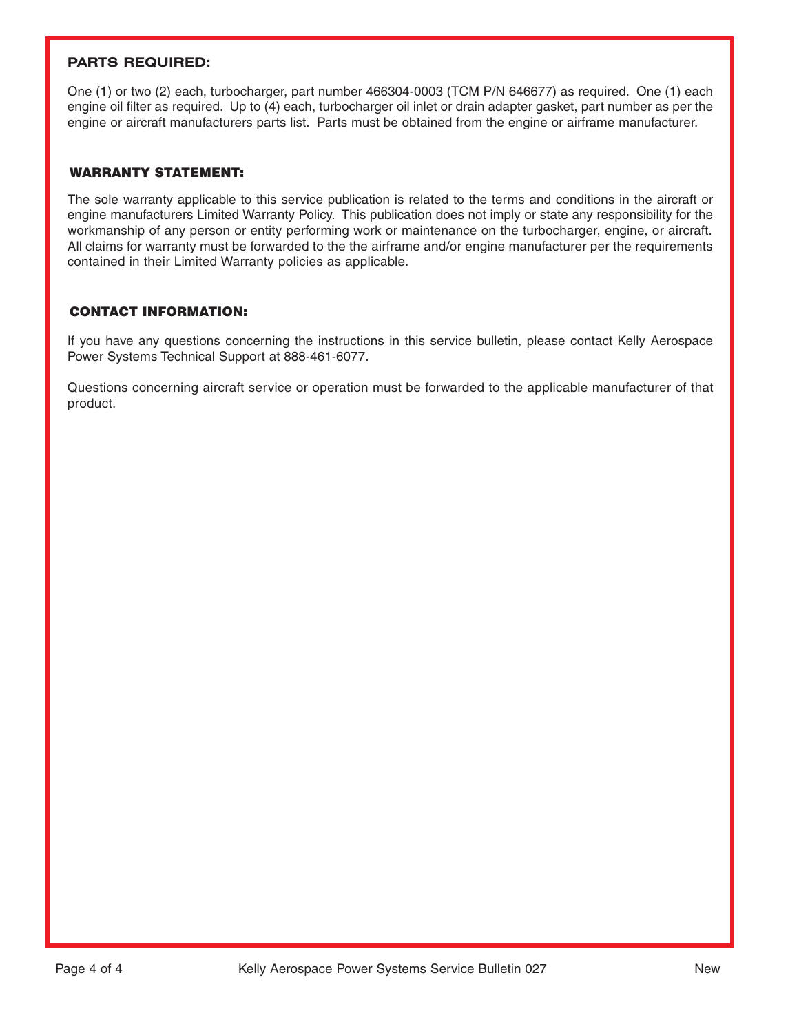## PARTS REQUIRED:

One (1) or two (2) each, turbocharger, part number 466304-0003 (TCM P/N 646677) as required. One (1) each engine oil filter as required. Up to (4) each, turbocharger oil inlet or drain adapter gasket, part number as per the engine or aircraft manufacturers parts list. Parts must be obtained from the engine or airframe manufacturer.

## WARRANTY STATEMENT:

The sole warranty applicable to this service publication is related to the terms and conditions in the aircraft or engine manufacturers Limited Warranty Policy. This publication does not imply or state any responsibility for the workmanship of any person or entity performing work or maintenance on the turbocharger, engine, or aircraft. All claims for warranty must be forwarded to the the airframe and/or engine manufacturer per the requirements contained in their Limited Warranty policies as applicable.

## CONTACT INFORMATION:

If you have any questions concerning the instructions in this service bulletin, please contact Kelly Aerospace Power Systems Technical Support at 888-461-6077.

Questions concerning aircraft service or operation must be forwarded to the applicable manufacturer of that product.